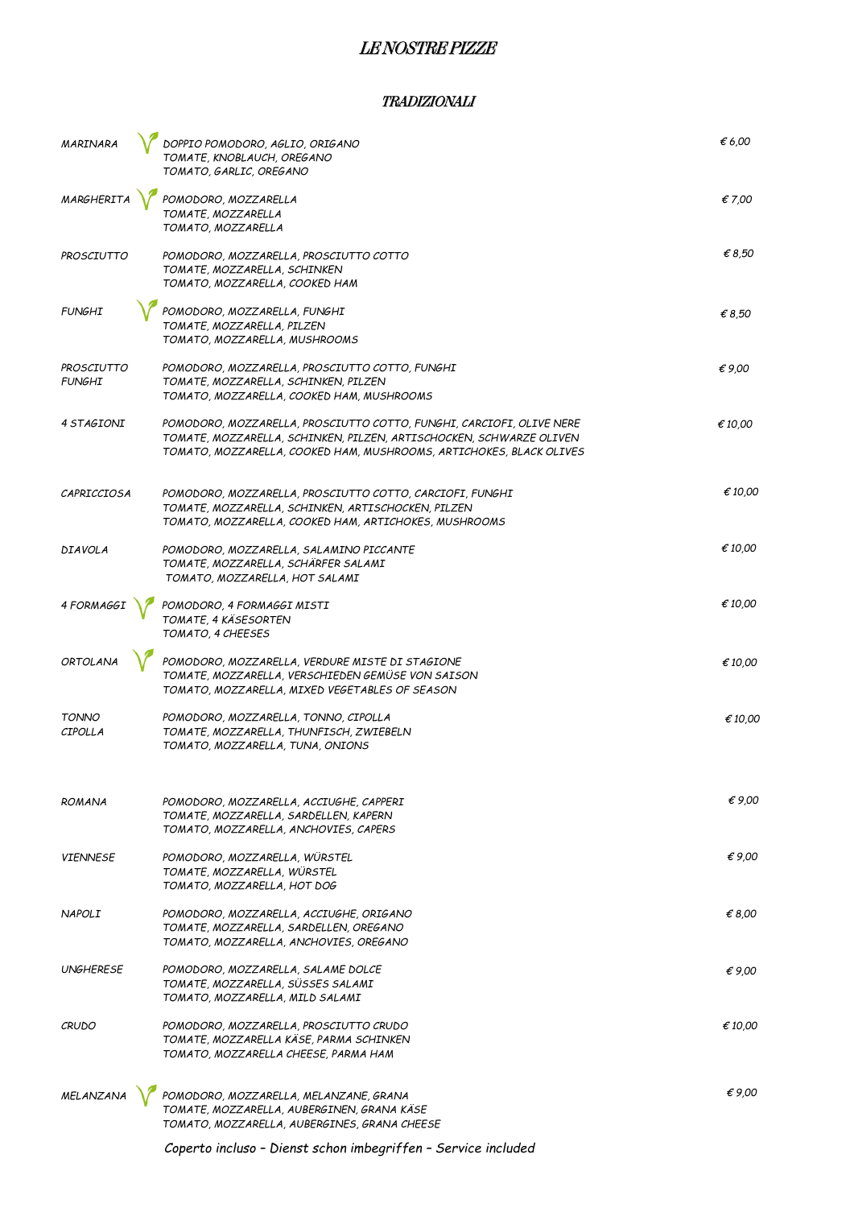# LE NOSTRE PIZZE

## TRADIZIONALI

| Pizza | Ingredienti | Prezzo |
|---|---|---|
| MARINARA (V) | DOPPIO POMODORO, AGLIO, ORIGANO<br>TOMATE, KNOBLAUCH, OREGANO<br>TOMATO, GARLIC, OREGANO | € 6,00 |
| MARGHERITA (V) | POMODORO, MOZZARELLA<br>TOMATE, MOZZARELLA<br>TOMATO, MOZZARELLA | € 7,00 |
| PROSCIUTTO | POMODORO, MOZZARELLA, PROSCIUTTO COTTO<br>TOMATE, MOZZARELLA, SCHINKEN<br>TOMATO, MOZZARELLA, COOKED HAM | € 8,50 |
| FUNGHI (V) | POMODORO, MOZZARELLA, FUNGHI<br>TOMATE, MOZZARELLA, PILZEN<br>TOMATO, MOZZARELLA, MUSHROOMS | € 8,50 |
| PROSCIUTTO FUNGHI | POMODORO, MOZZARELLA, PROSCIUTTO COTTO, FUNGHI<br>TOMATE, MOZZARELLA, SCHINKEN, PILZEN<br>TOMATO, MOZZARELLA, COOKED HAM, MUSHROOMS | € 9,00 |
| 4 STAGIONI | POMODORO, MOZZARELLA, PROSCIUTTO COTTO, FUNGHI, CARCIOFI, OLIVE NERE<br>TOMATE, MOZZARELLA, SCHINKEN, PILZEN, ARTISCHOCKEN, SCHWARZE OLIVEN<br>TOMATO, MOZZARELLA, COOKED HAM, MUSHROOMS, ARTICHOKES, BLACK OLIVES | € 10,00 |
| CAPRICCIOSA | POMODORO, MOZZARELLA, PROSCIUTTO COTTO, CARCIOFI, FUNGHI<br>TOMATE, MOZZARELLA, SCHINKEN, ARTISCHOCKEN, PILZEN<br>TOMATO, MOZZARELLA, COOKED HAM, ARTICHOKES, MUSHROOMS | € 10,00 |
| DIAVOLA | POMODORO, MOZZARELLA, SALAMINO PICCANTE<br>TOMATE, MOZZARELLA, SCHÄRFER SALAMI<br>TOMATO, MOZZARELLA, HOT SALAMI | € 10,00 |
| 4 FORMAGGI (V) | POMODORO, 4 FORMAGGI MISTI<br>TOMATE, 4 KÄSESORTEN<br>TOMATO, 4 CHEESES | € 10,00 |
| ORTOLANA (V) | POMODORO, MOZZARELLA, VERDURE MISTE DI STAGIONE<br>TOMATE, MOZZARELLA, VERSCHIEDEN GEMÜSE VON SAISON<br>TOMATO, MOZZARELLA, MIXED VEGETABLES OF SEASON | € 10,00 |
| TONNO CIPOLLA | POMODORO, MOZZARELLA, TONNO, CIPOLLA<br>TOMATE, MOZZARELLA, THUNFISCH, ZWIEBELN<br>TOMATO, MOZZARELLA, TUNA, ONIONS | € 10,00 |
| ROMANA | POMODORO, MOZZARELLA, ACCIUGHE, CAPPERI<br>TOMATE, MOZZARELLA, SARDELLEN, KAPERN<br>TOMATO, MOZZARELLA, ANCHOVIES, CAPERS | € 9,00 |
| VIENNESE | POMODORO, MOZZARELLA, WÜRSTEL<br>TOMATE, MOZZARELLA, WÜRSTEL<br>TOMATO, MOZZARELLA, HOT DOG | € 9,00 |
| NAPOLI | POMODORO, MOZZARELLA, ACCIUGHE, ORIGANO<br>TOMATE, MOZZARELLA, SARDELLEN, OREGANO<br>TOMATO, MOZZARELLA, ANCHOVIES, OREGANO | € 8,00 |
| UNGHERESE | POMODORO, MOZZARELLA, SALAME DOLCE<br>TOMATE, MOZZARELLA, SÜSSES SALAMI<br>TOMATO, MOZZARELLA, MILD SALAMI | € 9,00 |
| CRUDO | POMODORO, MOZZARELLA, PROSCIUTTO CRUDO<br>TOMATE, MOZZARELLA KÄSE, PARMA SCHINKEN<br>TOMATO, MOZZARELLA CHEESE, PARMA HAM | € 10,00 |
| MELANZANA (V) | POMODORO, MOZZARELLA, MELANZANE, GRANA<br>TOMATE, MOZZARELLA, AUBERGINEN, GRANA KÄSE<br>TOMATO, MOZZARELLA, AUBERGINES, GRANA CHEESE | € 9,00 |

*Coperto incluso – Dienst schon imbegriffen – Service included*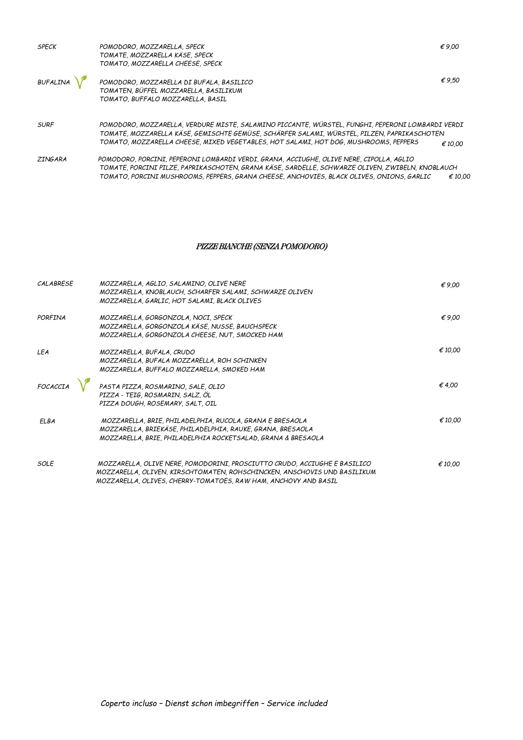| | | |
|---|---|---|
| SPECK | POMODORO, MOZZARELLA, SPECK<br>TOMATE, MOZZARELLA KÄSE, SPECK<br>TOMATO, MOZZARELLA CHEESE, SPECK | € 9,00 |
| BUFALINA | POMODORO, MOZZARELLA DI BUFALA, BASILICO<br>TOMATEN, BÜFFEL MOZZARELLA, BASILIKUM<br>TOMATO, BUFFALO MOZZARELLA, BASIL | € 9,50 |
| SURF | POMODORO, MOZZARELLA, VERDURE MISTE, SALAMINO PICCANTE, WÜRSTEL, FUNGHI, PEPERONI LOMBARDI VERDI<br>TOMATE, MOZZARELLA KÄSE, GEMISCHTE GEMÜSE, SCHÄRFER SALAMI, WÜRSTEL, PILZEN, PAPRIKASCHOTEN<br>TOMATO, MOZZARELLA CHEESE, MIXED VEGETABLES, HOT SALAMI, HOT DOG, MUSHROOMS, PEPPERS | € 10,00 |
| ZINGARA | POMODORO, PORCINI, PEPERONI LOMBARDI VERDI, GRANA, ACCIUGHE, OLIVE NERE, CIPOLLA, AGLIO<br>TOMATE, PORCINI PILZE, PAPRIKASCHOTEN, GRANA KÄSE, SARDELLE, SCHWARZE OLIVEN, ZWIBELN, KNOBLAUCH<br>TOMATO, PORCINI MUSHROOMS, PEPPERS, GRANA CHEESE, ANCHOVIES, BLACK OLIVES, ONIONS, GARLIC | € 10,00 |

## PIZZE BIANCHE (SENZA POMODORO)

| | | |
|---|---|---|
| CALABRESE | MOZZARELLA, AGLIO, SALAMINO, OLIVE NERE<br>MOZZARELLA, KNOBLAUCH, SCHARFER SALAMI, SCHWARZE OLIVEN<br>MOZZARELLA, GARLIC, HOT SALAMI, BLACK OLIVES | € 9,00 |
| PORFINA | MOZZARELLA, GORGONZOLA, NOCI, SPECK<br>MOZZARELLA, GORGONZOLA KÄSE, NUSSE, BAUCHSPECK<br>MOZZARELLA, GORGONZOLA CHEESE, NUT, SMOCKED HAM | € 9,00 |
| LEA | MOZZARELLA, BUFALA, CRUDO<br>MOZZARELLA, BUFALA MOZZARELLA, ROH SCHINKEN<br>MOZZARELLA, BUFFALO MOZZARELLA, SMOKED HAM | € 10,00 |
| FOCACCIA | PASTA PIZZA, ROSMARINO, SALE, OLIO<br>PIZZA - TEIG, ROSMARIN, SALZ, ÖL<br>PIZZA DOUGH, ROSEMARY, SALT, OIL | € 4,00 |
| ELBA | MOZZARELLA, BRIE, PHILADELPHIA, RUCOLA, GRANA E BRESAOLA<br>MOZZARELLA, BRIEKÄSE, PHILADELPHIA, RAUKE, GRANA, BRESAOLA<br>MOZZARELLA, BRIE, PHILADELPHIA ROCKETSALAD, GRANA & BRESAOLA | € 10,00 |
| SOLE | MOZZARELLA, OLIVE NERE, POMODORINI, PROSCIUTTO CRUDO, ACCIUGHE E BASILICO<br>MOZZARELLA, OLIVEN, KIRSCHTOMATEN, ROHSCHINCKEN, ANSCHOVIS UND BASILIKUM<br>MOZZARELLA, OLIVES, CHERRY-TOMATOES, RAW HAM, ANCHOVY AND BASIL | € 10,00 |

*Coperto incluso – Dienst schon imbegriffen – Service included*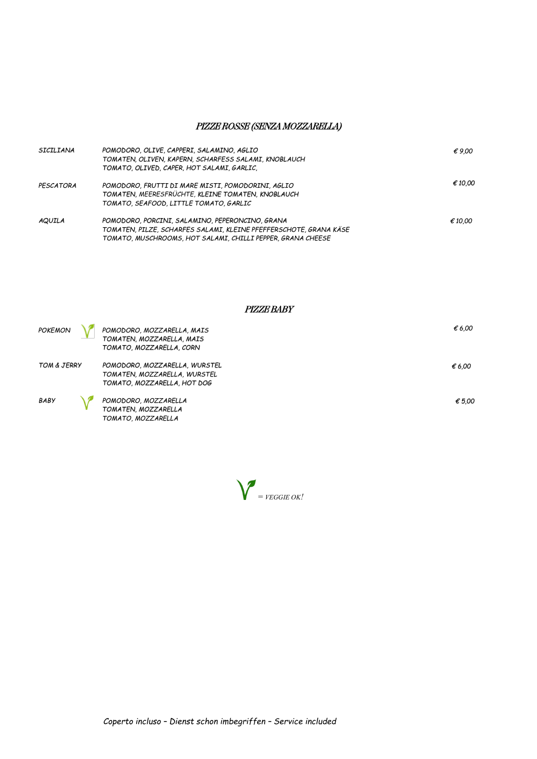## PIZZE ROSSE (SENZA MOZZARELLA)

| | | |
|---|---|---|
| SICILIANA | POMODORO, OLIVE, CAPPERI, SALAMINO, AGLIO<br>TOMATEN, OLIVEN, KAPERN, SCHARFESS SALAMI, KNOBLAUCH<br>TOMATO, OLIVED, CAPER, HOT SALAMI, GARLIC, | € 9,00 |
| PESCATORA | POMODORO, FRUTTI DI MARE MISTI, POMODORINI, AGLIO<br>TOMATEN, MEERESFRÜCHTE, KLEINE TOMATEN, KNOBLAUCH<br>TOMATO, SEAFOOD, LITTLE TOMATO, GARLIC | € 10,00 |
| AQUILA | POMODORO, PORCINI, SALAMINO, PEPERONCINO, GRANA<br>TOMATEN, PILZE, SCHARFES SALAMI, KLEINE PFEFFERSCHOTE, GRANA KÄSE<br>TOMATO, MUSCHROOMS, HOT SALAMI, CHILLI PEPPER, GRANA CHEESE | € 10,00 |

## PIZZE BABY

| | | |
|---|---|---|
| POKEMON (veggie) | POMODORO, MOZZARELLA, MAIS<br>TOMATEN, MOZZARELLA, MAIS<br>TOMATO, MOZZARELLA, CORN | € 6,00 |
| TOM & JERRY | POMODORO, MOZZARELLA, WURSTEL<br>TOMATEN, MOZZARELLA, WURSTEL<br>TOMATO, MOZZARELLA, HOT DOG | € 6,00 |
| BABY (veggie) | POMODORO, MOZZARELLA<br>TOMATEN, MOZZARELLA<br>TOMATO, MOZZARELLA | € 5,00 |

(veggie) = VEGGIE OK!

Coperto incluso – Dienst schon imbegriffen – Service included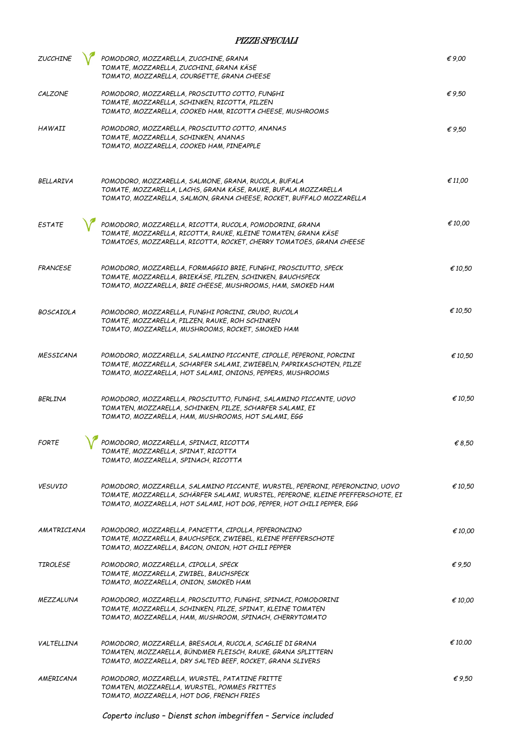# PIZZE SPECIALI

| | | |
|---|---|---|
| ZUCCHINE | POMODORO, MOZZARELLA, ZUCCHINE, GRANA<br>TOMATE, MOZZARELLA, ZUCCHINI, GRANA KÄSE<br>TOMATO, MOZZARELLA, COURGETTE, GRANA CHEESE | € 9,00 |
| CALZONE | POMODORO, MOZZARELLA, PROSCIUTTO COTTO, FUNGHI<br>TOMATE, MOZZARELLA, SCHINKEN, RICOTTA, PILZEN<br>TOMATO, MOZZARELLA, COOKED HAM, RICOTTA CHEESE, MUSHROOMS | € 9,50 |
| HAWAII | POMODORO, MOZZARELLA, PROSCIUTTO COTTO, ANANAS<br>TOMATE, MOZZARELLA, SCHINKEN, ANANAS<br>TOMATO, MOZZARELLA, COOKED HAM, PINEAPPLE | € 9,50 |
| BELLARIVA | POMODORO, MOZZARELLA, SALMONE, GRANA, RUCOLA, BUFALA<br>TOMATE, MOZZARELLA, LACHS, GRANA KÄSE, RAUKE, BUFALA MOZZARELLA<br>TOMATO, MOZZARELLA, SALMON, GRANA CHEESE, ROCKET, BUFFALO MOZZARELLA | € 11,00 |
| ESTATE | POMODORO, MOZZARELLA, RICOTTA, RUCOLA, POMODORINI, GRANA<br>TOMATE, MOZZARELLA, RICOTTA, RAUKE, KLEINE TOMATEN, GRANA KÄSE<br>TOMATOES, MOZZARELLA, RICOTTA, ROCKET, CHERRY TOMATOES, GRANA CHEESE | € 10,00 |
| FRANCESE | POMODORO, MOZZARELLA, FORMAGGIO BRIE, FUNGHI, PROSCIUTTO, SPECK<br>TOMATE, MOZZARELLA, BRIEKÄSE, PILZEN, SCHINKEN, BAUCHSPECK<br>TOMATO, MOZZARELLA, BRIE CHEESE, MUSHROOMS, HAM, SMOKED HAM | € 10,50 |
| BOSCAIOLA | POMODORO, MOZZARELLA, FUNGHI PORCINI, CRUDO, RUCOLA<br>TOMATE, MOZZARELLA, PILZEN, RAUKE, ROH SCHINKEN<br>TOMATO, MOZZARELLA, MUSHROOMS, ROCKET, SMOKED HAM | € 10,50 |
| MESSICANA | POMODORO, MOZZARELLA, SALAMINO PICCANTE, CIPOLLE, PEPERONI, PORCINI<br>TOMATE, MOZZARELLA, SCHARFER SALAMI, ZWIEBELN, PAPRIKASCHOTEN, PILZE<br>TOMATO, MOZZARELLA, HOT SALAMI, ONIONS, PEPPERS, MUSHROOMS | € 10,50 |
| BERLINA | POMODORO, MOZZARELLA, PROSCIUTTO, FUNGHI, SALAMINO PICCANTE, UOVO<br>TOMATEN, MOZZARELLA, SCHINKEN, PILZE, SCHARFER SALAMI, EI<br>TOMATO, MOZZARELLA, HAM, MUSHROOMS, HOT SALAMI, EGG | € 10,50 |
| FORTE | POMODORO, MOZZARELLA, SPINACI, RICOTTA<br>TOMATE, MOZZARELLA, SPINAT, RICOTTA<br>TOMATO, MOZZARELLA, SPINACH, RICOTTA | € 8,50 |
| VESUVIO | POMODORO, MOZZARELLA, SALAMINO PICCANTE, WURSTEL, PEPERONI, PEPERONCINO, UOVO<br>TOMATE, MOZZARELLA, SCHÄRFER SALAMI, WURSTEL, PEPERONE, KLEINE PFEFFERSCHOTE, EI<br>TOMATO, MOZZARELLA, HOT SALAMI, HOT DOG, PEPPER, HOT CHILI PEPPER, EGG | € 10,50 |
| AMATRICIANA | POMODORO, MOZZARELLA, PANCETTA, CIPOLLA, PEPERONCINO<br>TOMATE, MOZZARELLA, BAUCHSPECK, ZWIEBEL, KLEINE PFEFFERSCHOTE<br>TOMATO, MOZZARELLA, BACON, ONION, HOT CHILI PEPPER | € 10,00 |
| TIROLESE | POMODORO, MOZZARELLA, CIPOLLA, SPECK<br>TOMATE, MOZZARELLA, ZWIBEL, BAUCHSPECK<br>TOMATO, MOZZARELLA, ONION, SMOKED HAM | € 9,50 |
| MEZZALUNA | POMODORO, MOZZARELLA, PROSCIUTTO, FUNGHI, SPINACI, POMODORINI<br>TOMATE, MOZZARELLA, SCHINKEN, PILZE, SPINAT, KLEINE TOMATEN<br>TOMATO, MOZZARELLA, HAM, MUSHROOM, SPINACH, CHERRYTOMATO | € 10,00 |
| VALTELLINA | POMODORO, MOZZARELLA, BRESAOLA, RUCOLA, SCAGLIE DI GRANA<br>TOMATEN, MOZZARELLA, BÜNDMER FLEISCH, RAUKE, GRANA SPLITTERN<br>TOMATO, MOZZARELLA, DRY SALTED BEEF, ROCKET, GRANA SLIVERS | € 10.00 |
| AMERICANA | POMODORO, MOZZARELLA, WURSTEL, PATATINE FRITTE<br>TOMATEN, MOZZARELLA, WURSTEL, POMMES FRITTES<br>TOMATO, MOZZARELLA, HOT DOG, FRENCH FRIES | € 9,50 |

*Coperto incluso – Dienst schon imbegriffen – Service included*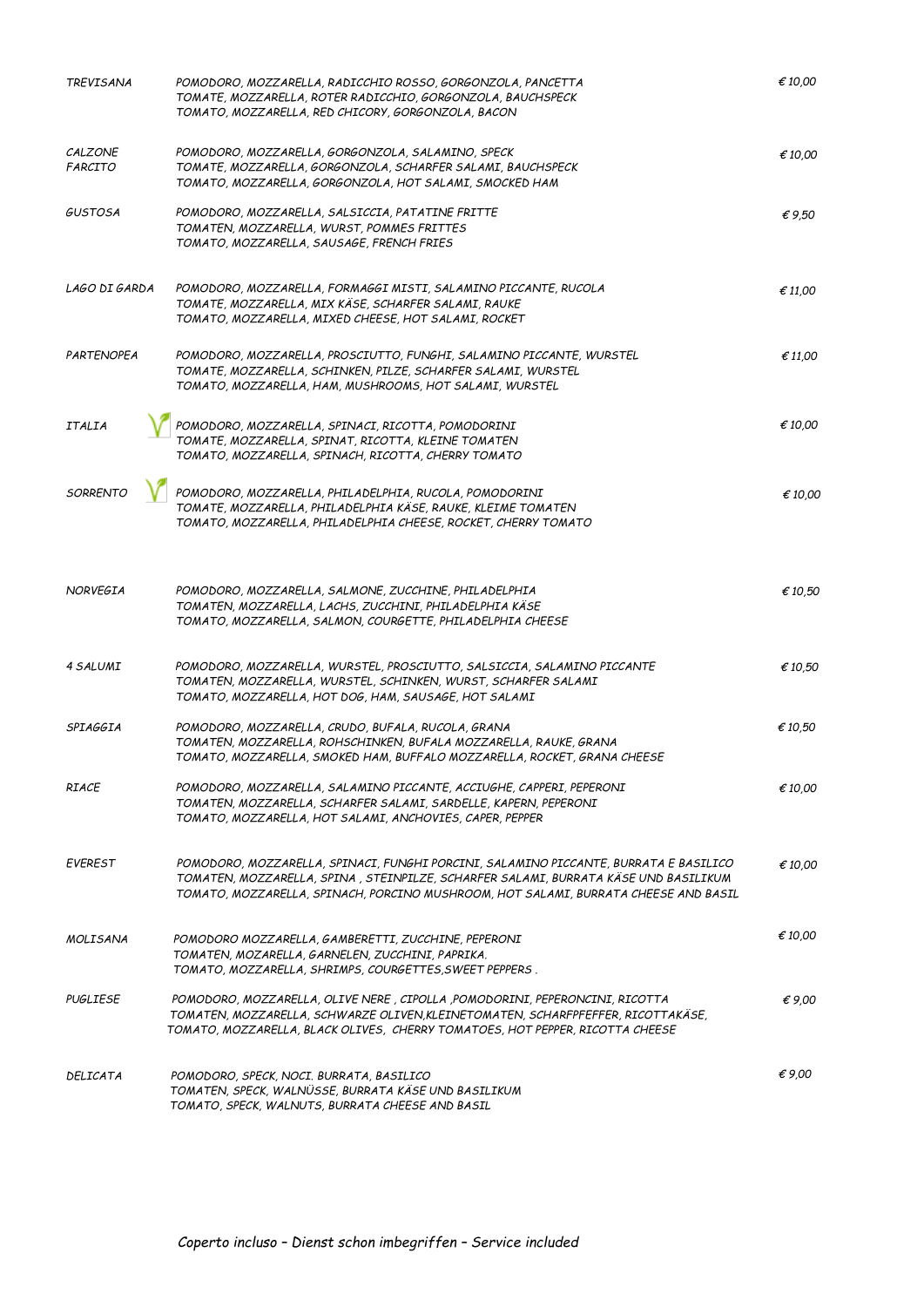| | | |
|---|---|---|
| TREVISANA | POMODORO, MOZZARELLA, RADICCHIO ROSSO, GORGONZOLA, PANCETTA<br>TOMATE, MOZZARELLA, ROTER RADICCHIO, GORGONZOLA, BAUCHSPECK<br>TOMATO, MOZZARELLA, RED CHICORY, GORGONZOLA, BACON | € 10,00 |
| CALZONE FARCITO | POMODORO, MOZZARELLA, GORGONZOLA, SALAMINO, SPECK<br>TOMATE, MOZZARELLA, GORGONZOLA, SCHARFER SALAMI, BAUCHSPECK<br>TOMATO, MOZZARELLA, GORGONZOLA, HOT SALAMI, SMOCKED HAM | € 10,00 |
| GUSTOSA | POMODORO, MOZZARELLA, SALSICCIA, PATATINE FRITTE<br>TOMATEN, MOZZARELLA, WURST, POMMES FRITTES<br>TOMATO, MOZZARELLA, SAUSAGE, FRENCH FRIES | € 9,50 |
| LAGO DI GARDA | POMODORO, MOZZARELLA, FORMAGGI MISTI, SALAMINO PICCANTE, RUCOLA<br>TOMATE, MOZZARELLA, MIX KÄSE, SCHARFER SALAMI, RAUKE<br>TOMATO, MOZZARELLA, MIXED CHEESE, HOT SALAMI, ROCKET | € 11,00 |
| PARTENOPEA | POMODORO, MOZZARELLA, PROSCIUTTO, FUNGHI, SALAMINO PICCANTE, WURSTEL<br>TOMATE, MOZZARELLA, SCHINKEN, PILZE, SCHARFER SALAMI, WURSTEL<br>TOMATO, MOZZARELLA, HAM, MUSHROOMS, HOT SALAMI, WURSTEL | € 11,00 |
| ITALIA | POMODORO, MOZZARELLA, SPINACI, RICOTTA, POMODORINI<br>TOMATE, MOZZARELLA, SPINAT, RICOTTA, KLEINE TOMATEN<br>TOMATO, MOZZARELLA, SPINACH, RICOTTA, CHERRY TOMATO | € 10,00 |
| SORRENTO | POMODORO, MOZZARELLA, PHILADELPHIA, RUCOLA, POMODORINI<br>TOMATE, MOZZARELLA, PHILADELPHIA KÄSE, RAUKE, KLEIME TOMATEN<br>TOMATO, MOZZARELLA, PHILADELPHIA CHEESE, ROCKET, CHERRY TOMATO | € 10,00 |
| NORVEGIA | POMODORO, MOZZARELLA, SALMONE, ZUCCHINE, PHILADELPHIA<br>TOMATEN, MOZZARELLA, LACHS, ZUCCHINI, PHILADELPHIA KÄSE<br>TOMATO, MOZZARELLA, SALMON, COURGETTE, PHILADELPHIA CHEESE | € 10,50 |
| 4 SALUMI | POMODORO, MOZZARELLA, WURSTEL, PROSCIUTTO, SALSICCIA, SALAMINO PICCANTE<br>TOMATEN, MOZZARELLA, WURSTEL, SCHINKEN, WURST, SCHARFER SALAMI<br>TOMATO, MOZZARELLA, HOT DOG, HAM, SAUSAGE, HOT SALAMI | € 10,50 |
| SPIAGGIA | POMODORO, MOZZARELLA, CRUDO, BUFALA, RUCOLA, GRANA<br>TOMATEN, MOZZARELLA, ROHSCHINKEN, BUFALA MOZZARELLA, RAUKE, GRANA<br>TOMATO, MOZZARELLA, SMOKED HAM, BUFFALO MOZZARELLA, ROCKET, GRANA CHEESE | € 10,50 |
| RIACE | POMODORO, MOZZARELLA, SALAMINO PICCANTE, ACCIUGHE, CAPPERI, PEPERONI<br>TOMATEN, MOZZARELLA, SCHARFER SALAMI, SARDELLE, KAPERN, PEPERONI<br>TOMATO, MOZZARELLA, HOT SALAMI, ANCHOVIES, CAPER, PEPPER | € 10,00 |
| EVEREST | POMODORO, MOZZARELLA, SPINACI, FUNGHI PORCINI, SALAMINO PICCANTE, BURRATA E BASILICO<br>TOMATEN, MOZZARELLA, SPINA , STEINPILZE, SCHARFER SALAMI, BURRATA KÄSE UND BASILIKUM<br>TOMATO, MOZZARELLA, SPINACH, PORCINO MUSHROOM, HOT SALAMI, BURRATA CHEESE AND BASIL | € 10,00 |
| MOLISANA | POMODORO MOZZARELLA, GAMBERETTI, ZUCCHINE, PEPERONI<br>TOMATEN, MOZARELLA, GARNELEN, ZUCCHINI, PAPRIKA.<br>TOMATO, MOZZARELLA, SHRIMPS, COURGETTES,SWEET PEPPERS . | € 10,00 |
| PUGLIESE | POMODORO, MOZZARELLA, OLIVE NERE , CIPOLLA ,POMODORINI, PEPERONCINI, RICOTTA<br>TOMATEN, MOZZARELLA, SCHWARZE OLIVEN,KLEINETOMATEN, SCHARFPFEFFER, RICOTTAKÄSE,<br>TOMATO, MOZZARELLA, BLACK OLIVES, CHERRY TOMATOES, HOT PEPPER, RICOTTA CHEESE | € 9,00 |
| DELICATA | POMODORO, SPECK, NOCI. BURRATA, BASILICO<br>TOMATEN, SPECK, WALNÜSSE, BURRATA KÄSE UND BASILIKUM<br>TOMATO, SPECK, WALNUTS, BURRATA CHEESE AND BASIL | € 9,00 |

*Coperto incluso – Dienst schon imbegriffen – Service included*